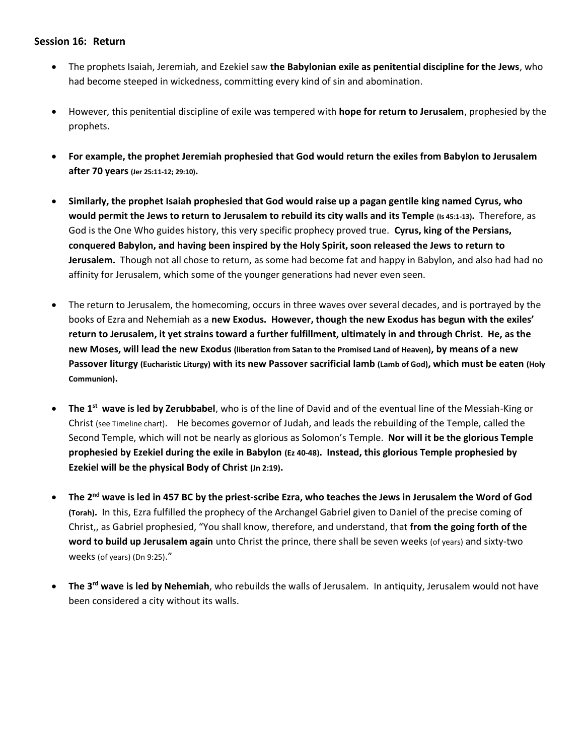### Session 16: Return

- The prophets Isaiah, Jeremiah, and Ezekiel saw **the Babylonian exile as penitential discipline for the Jews**, who had become steeped in wickedness, committing every kind of sin and abomination.

- However, this penitential discipline of exile was tempered with **hope for return to Jerusalem**, prophesied by the prophets.

- **For example, the prophet Jeremiah prophesied that God would return the exiles from Babylon to Jerusalem after 70 years (Jer 25:11-12; 29:10).**

- **Similarly, the prophet Isaiah prophesied that God would raise up a pagan gentile king named Cyrus, who would permit the Jews to return to Jerusalem to rebuild its city walls and its Temple (Is 45:1-13).** Therefore, as God is the One Who guides history, this very specific prophecy proved true. **Cyrus, king of the Persians, conquered Babylon, and having been inspired by the Holy Spirit, soon released the Jews to return to Jerusalem.** Though not all chose to return, as some had become fat and happy in Babylon, and also had had no affinity for Jerusalem, which some of the younger generations had never even seen.

- The return to Jerusalem, the homecoming, occurs in three waves over several decades, and is portrayed by the books of Ezra and Nehemiah as a **new Exodus. However, though the new Exodus has begun with the exiles' return to Jerusalem, it yet strains toward a further fulfillment, ultimately in and through Christ. He, as the new Moses, will lead the new Exodus (liberation from Satan to the Promised Land of Heaven), by means of a new Passover liturgy (Eucharistic Liturgy) with its new Passover sacrificial lamb (Lamb of God), which must be eaten (Holy Communion).**

- **The 1st wave is led by Zerubbabel**, who is of the line of David and of the eventual line of the Messiah-King or Christ (see Timeline chart). He becomes governor of Judah, and leads the rebuilding of the Temple, called the Second Temple, which will not be nearly as glorious as Solomon's Temple. **Nor will it be the glorious Temple prophesied by Ezekiel during the exile in Babylon (Ez 40-48). Instead, this glorious Temple prophesied by Ezekiel will be the physical Body of Christ (Jn 2:19).**

- **The 2nd wave is led in 457 BC by the priest-scribe Ezra, who teaches the Jews in Jerusalem the Word of God (Torah).** In this, Ezra fulfilled the prophecy of the Archangel Gabriel given to Daniel of the precise coming of Christ,, as Gabriel prophesied, "You shall know, therefore, and understand, that **from the going forth of the word to build up Jerusalem again** unto Christ the prince, there shall be seven weeks (of years) and sixty-two weeks (of years) (Dn 9:25)."

- **The 3rd wave is led by Nehemiah**, who rebuilds the walls of Jerusalem. In antiquity, Jerusalem would not have been considered a city without its walls.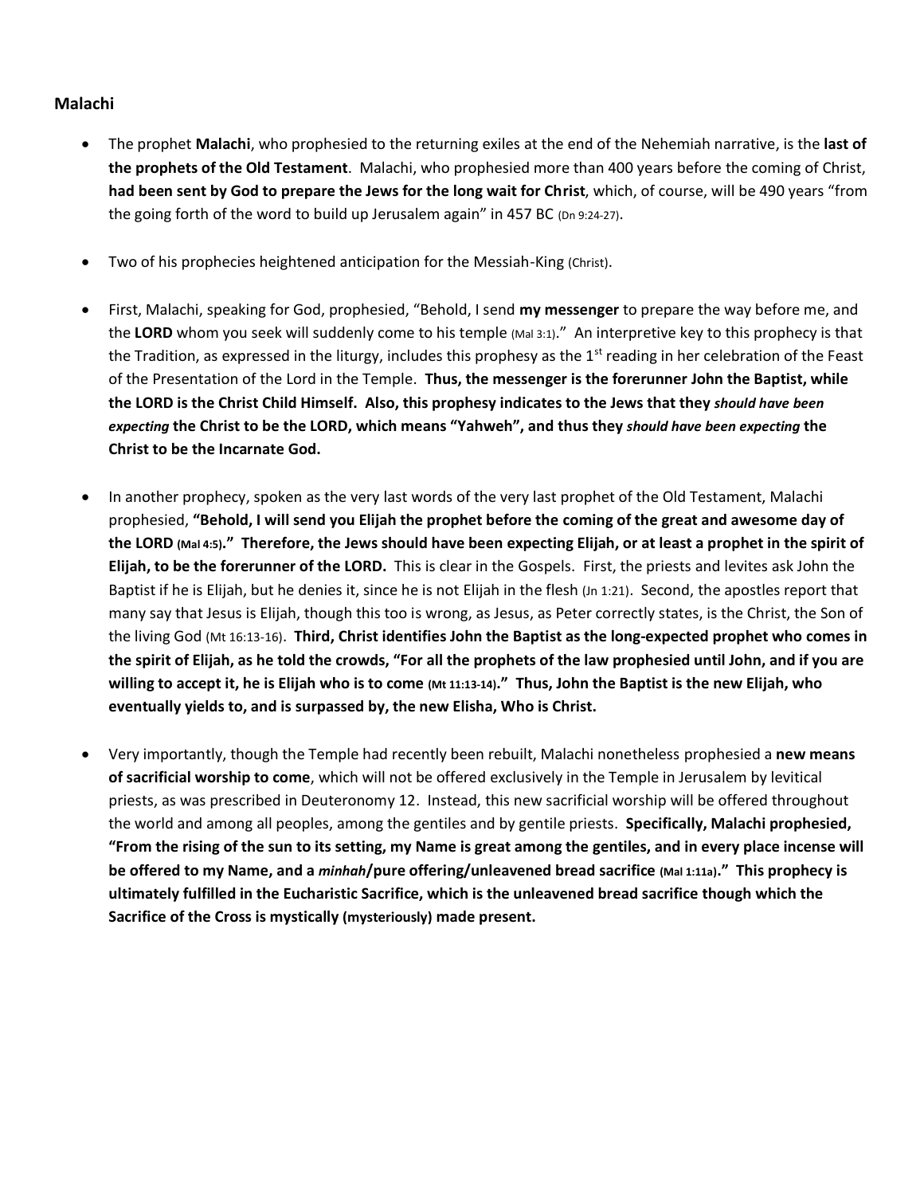**Malachi**

- The prophet **Malachi**, who prophesied to the returning exiles at the end of the Nehemiah narrative, is the **last of the prophets of the Old Testament**. Malachi, who prophesied more than 400 years before the coming of Christ, **had been sent by God to prepare the Jews for the long wait for Christ**, which, of course, will be 490 years "from the going forth of the word to build up Jerusalem again" in 457 BC (Dn 9:24-27).

- Two of his prophecies heightened anticipation for the Messiah-King (Christ).

- First, Malachi, speaking for God, prophesied, "Behold, I send **my messenger** to prepare the way before me, and the **LORD** whom you seek will suddenly come to his temple (Mal 3:1)." An interpretive key to this prophecy is that the Tradition, as expressed in the liturgy, includes this prophesy as the 1st reading in her celebration of the Feast of the Presentation of the Lord in the Temple. **Thus, the messenger is the forerunner John the Baptist, while the LORD is the Christ Child Himself. Also, this prophesy indicates to the Jews that they *should have been expecting* the Christ to be the LORD, which means "Yahweh", and thus they *should have been expecting* the Christ to be the Incarnate God.**

- In another prophecy, spoken as the very last words of the very last prophet of the Old Testament, Malachi prophesied, **"Behold, I will send you Elijah the prophet before the coming of the great and awesome day of the LORD (Mal 4:5)." Therefore, the Jews should have been expecting Elijah, or at least a prophet in the spirit of Elijah, to be the forerunner of the LORD.** This is clear in the Gospels. First, the priests and levites ask John the Baptist if he is Elijah, but he denies it, since he is not Elijah in the flesh (Jn 1:21). Second, the apostles report that many say that Jesus is Elijah, though this too is wrong, as Jesus, as Peter correctly states, is the Christ, the Son of the living God (Mt 16:13-16). **Third, Christ identifies John the Baptist as the long-expected prophet who comes in the spirit of Elijah, as he told the crowds, "For all the prophets of the law prophesied until John, and if you are willing to accept it, he is Elijah who is to come (Mt 11:13-14)." Thus, John the Baptist is the new Elijah, who eventually yields to, and is surpassed by, the new Elisha, Who is Christ.**

- Very importantly, though the Temple had recently been rebuilt, Malachi nonetheless prophesied a **new means of sacrificial worship to come**, which will not be offered exclusively in the Temple in Jerusalem by levitical priests, as was prescribed in Deuteronomy 12. Instead, this new sacrificial worship will be offered throughout the world and among all peoples, among the gentiles and by gentile priests. **Specifically, Malachi prophesied, "From the rising of the sun to its setting, my Name is great among the gentiles, and in every place incense will be offered to my Name, and a *minhah*/pure offering/unleavened bread sacrifice (Mal 1:11a)." This prophecy is ultimately fulfilled in the Eucharistic Sacrifice, which is the unleavened bread sacrifice though which the Sacrifice of the Cross is mystically (mysteriously) made present.**